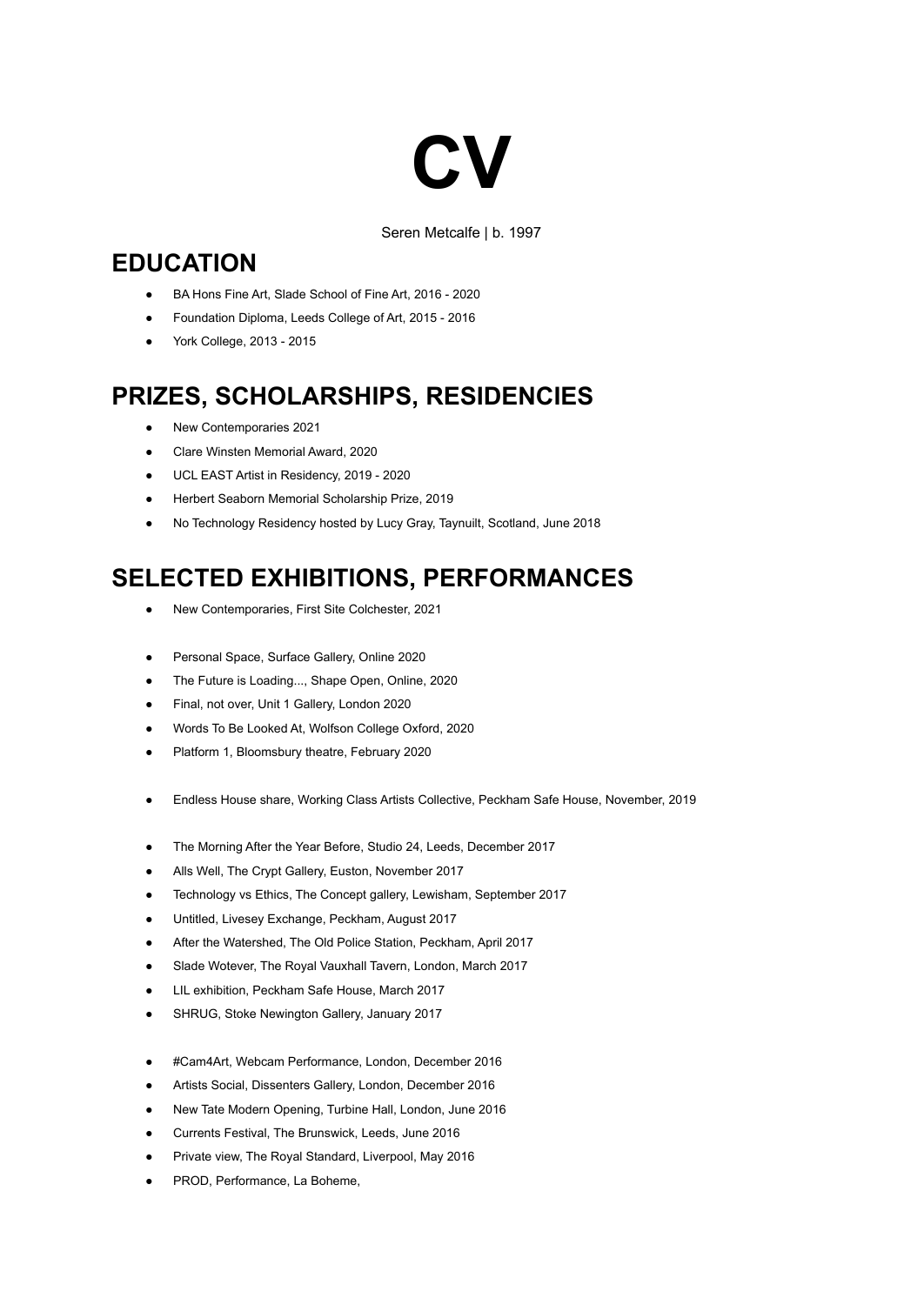# CV

Seren Metcalfe | b. 1997

## EDUCATION

- BA Hons Fine Art, Slade School of Fine Art, 2016 - 2020
- Foundation Diploma, Leeds College of Art, 2015 - 2016
- York College, 2013 - 2015

## PRIZES, SCHOLARSHIPS, RESIDENCIES

- New Contemporaries 2021
- Clare Winsten Memorial Award, 2020
- UCL EAST Artist in Residency, 2019 - 2020
- Herbert Seaborn Memorial Scholarship Prize, 2019
- No Technology Residency hosted by Lucy Gray, Taynuilt, Scotland, June 2018

## SELECTED EXHIBITIONS, PERFORMANCES

- New Contemporaries, First Site Colchester, 2021

- Personal Space, Surface Gallery, Online 2020
- The Future is Loading..., Shape Open, Online, 2020
- Final, not over, Unit 1 Gallery, London 2020
- Words To Be Looked At, Wolfson College Oxford, 2020
- Platform 1, Bloomsbury theatre, February 2020

- Endless House share, Working Class Artists Collective, Peckham Safe House, November, 2019

- The Morning After the Year Before, Studio 24, Leeds, December 2017
- Alls Well, The Crypt Gallery, Euston, November 2017
- Technology vs Ethics, The Concept gallery, Lewisham, September 2017
- Untitled, Livesey Exchange, Peckham, August 2017
- After the Watershed, The Old Police Station, Peckham, April 2017
- Slade Wotever, The Royal Vauxhall Tavern, London, March 2017
- LIL exhibition, Peckham Safe House, March 2017
- SHRUG, Stoke Newington Gallery, January 2017

- #Cam4Art, Webcam Performance, London, December 2016
- Artists Social, Dissenters Gallery, London, December 2016
- New Tate Modern Opening, Turbine Hall, London, June 2016
- Currents Festival, The Brunswick, Leeds, June 2016
- Private view, The Royal Standard, Liverpool, May 2016
- PROD, Performance, La Boheme,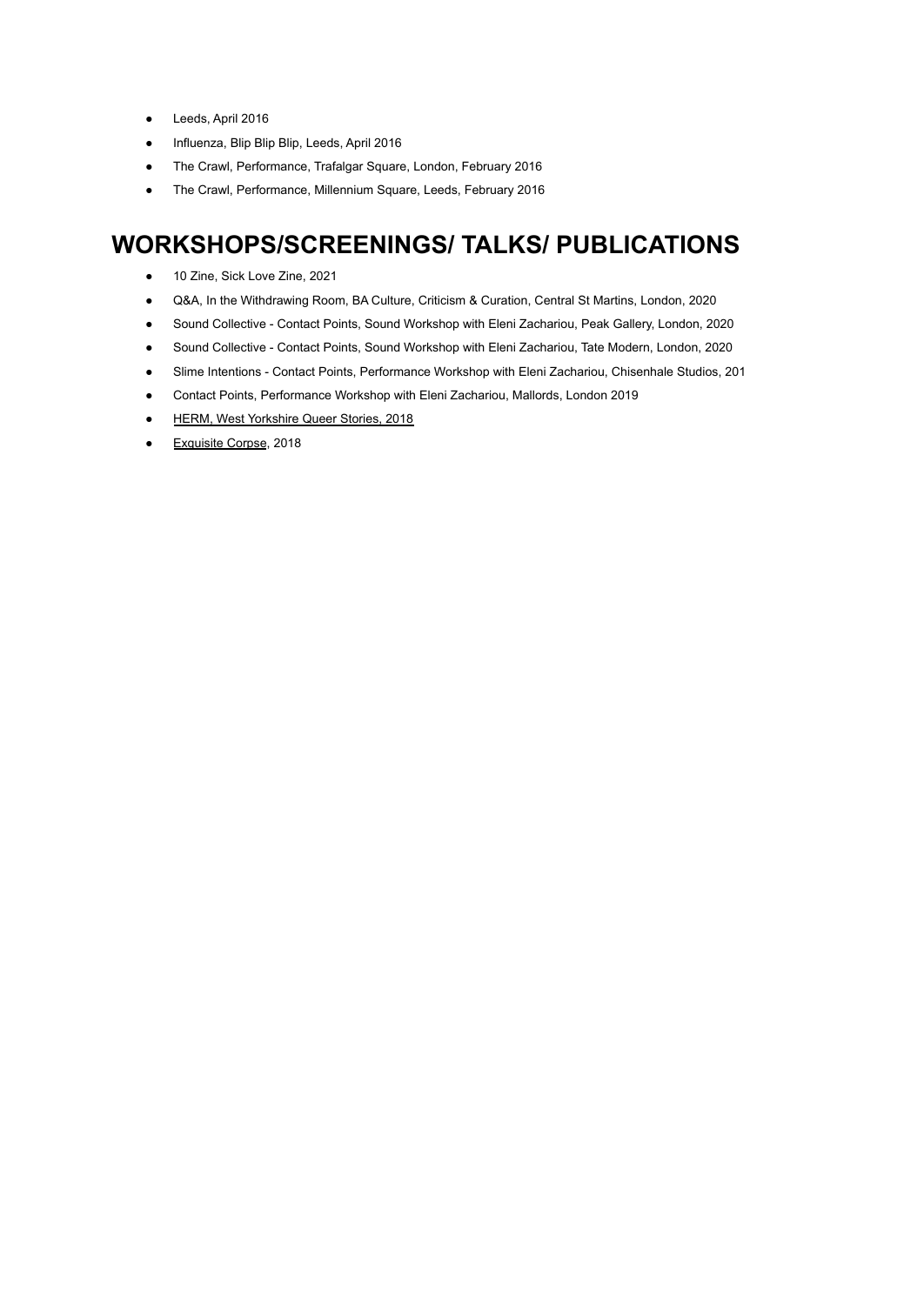- Leeds, April 2016
- Influenza, Blip Blip Blip, Leeds, April 2016
- The Crawl, Performance, Trafalgar Square, London, February 2016
- The Crawl, Performance, Millennium Square, Leeds, February 2016

## WORKSHOPS/SCREENINGS/ TALKS/ PUBLICATIONS

- 10 Zine, Sick Love Zine, 2021
- Q&A, In the Withdrawing Room, BA Culture, Criticism & Curation, Central St Martins, London, 2020
- Sound Collective - Contact Points, Sound Workshop with Eleni Zachariou, Peak Gallery, London, 2020
- Sound Collective - Contact Points, Sound Workshop with Eleni Zachariou, Tate Modern, London, 2020
- Slime Intentions - Contact Points, Performance Workshop with Eleni Zachariou, Chisenhale Studios, 201
- Contact Points, Performance Workshop with Eleni Zachariou, Mallords, London 2019
- HERM, West Yorkshire Queer Stories, 2018
- Exquisite Corpse, 2018